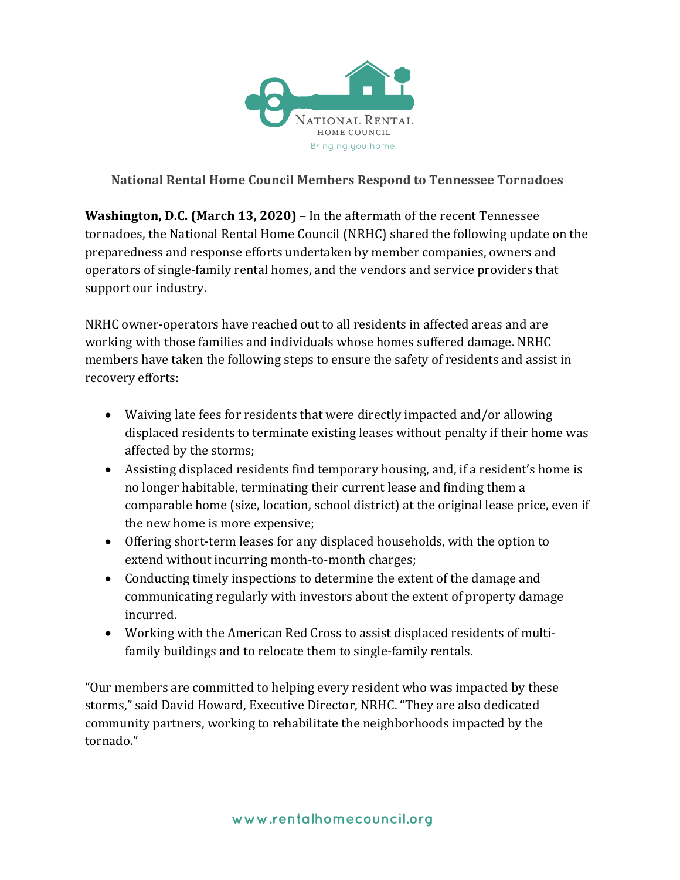National Rental
HOME COUNCIL
Bringing you home.

## National Rental Home Council Members Respond to Tennessee Tornadoes

**Washington, D.C. (March 13, 2020)** – In the aftermath of the recent Tennessee tornadoes, the National Rental Home Council (NRHC) shared the following update on the preparedness and response efforts undertaken by member companies, owners and operators of single-family rental homes, and the vendors and service providers that support our industry.

NRHC owner-operators have reached out to all residents in affected areas and are working with those families and individuals whose homes suffered damage. NRHC members have taken the following steps to ensure the safety of residents and assist in recovery efforts:

- Waiving late fees for residents that were directly impacted and/or allowing displaced residents to terminate existing leases without penalty if their home was affected by the storms;
- Assisting displaced residents find temporary housing, and, if a resident's home is no longer habitable, terminating their current lease and finding them a comparable home (size, location, school district) at the original lease price, even if the new home is more expensive;
- Offering short-term leases for any displaced households, with the option to extend without incurring month-to-month charges;
- Conducting timely inspections to determine the extent of the damage and communicating regularly with investors about the extent of property damage incurred.
- Working with the American Red Cross to assist displaced residents of multi-family buildings and to relocate them to single-family rentals.

"Our members are committed to helping every resident who was impacted by these storms," said David Howard, Executive Director, NRHC. "They are also dedicated community partners, working to rehabilitate the neighborhoods impacted by the tornado."

www.rentalhomecouncil.org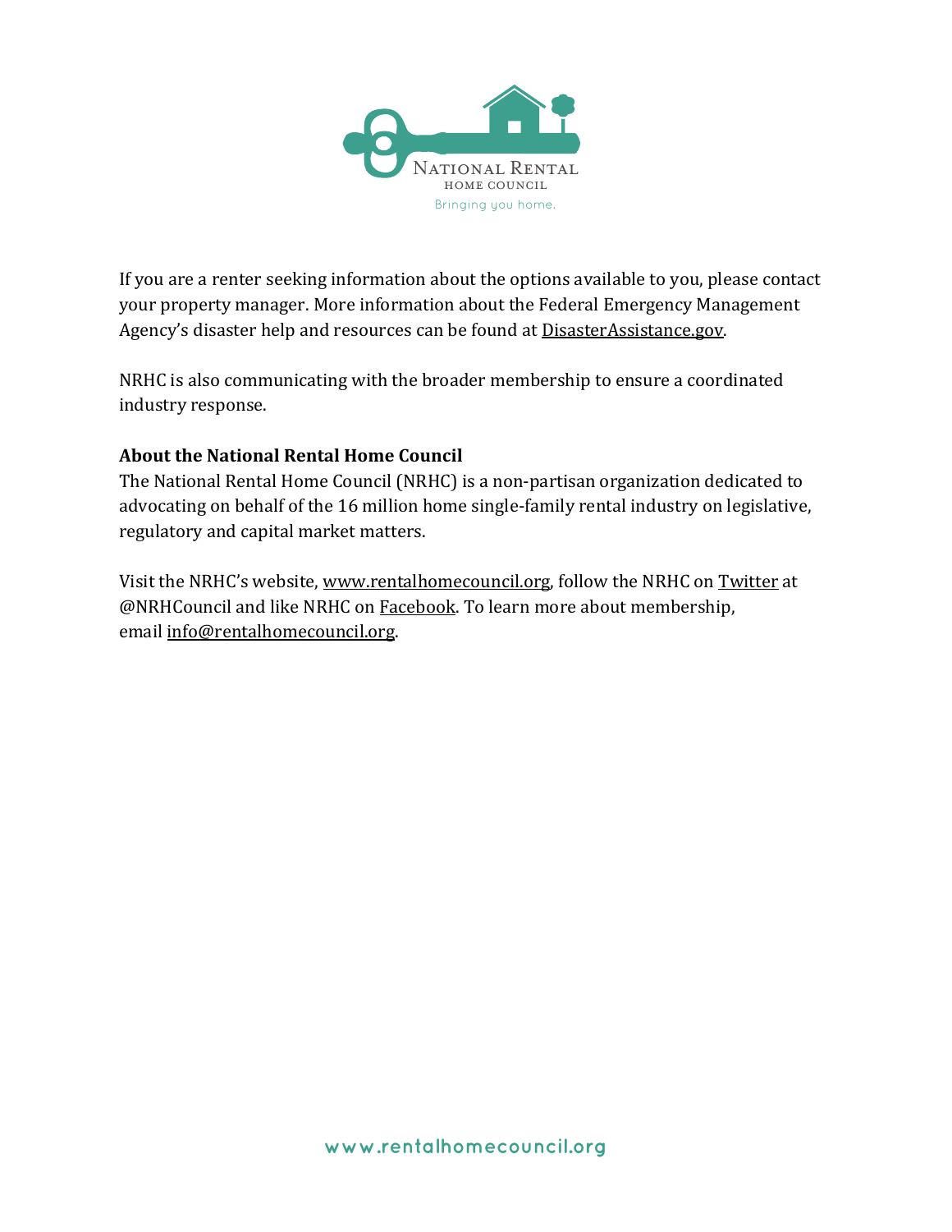If you are a renter seeking information about the options available to you, please contact your property manager. More information about the Federal Emergency Management Agency's disaster help and resources can be found at DisasterAssistance.gov.

NRHC is also communicating with the broader membership to ensure a coordinated industry response.

**About the National Rental Home Council**

The National Rental Home Council (NRHC) is a non-partisan organization dedicated to advocating on behalf of the 16 million home single-family rental industry on legislative, regulatory and capital market matters.

Visit the NRHC's website, www.rentalhomecouncil.org, follow the NRHC on Twitter at @NRHCouncil and like NRHC on Facebook. To learn more about membership, email info@rentalhomecouncil.org.